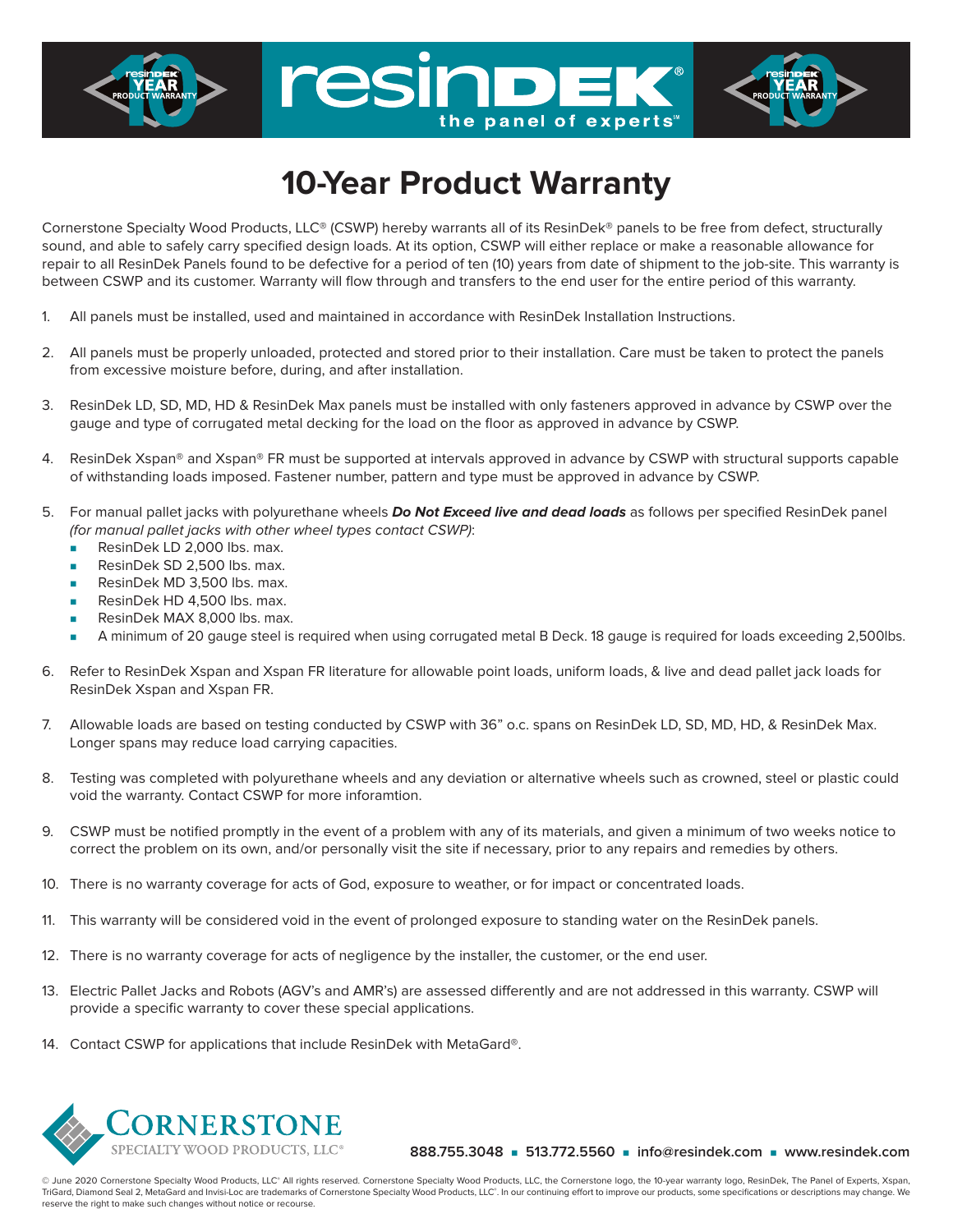resinDEK®

the panel of experts℠

# 10-Year Product Warranty

Cornerstone Specialty Wood Products, LLC® (CSWP) hereby warrants all of its ResinDek® panels to be free from defect, structurally sound, and able to safely carry specified design loads. At its option, CSWP will either replace or make a reasonable allowance for repair to all ResinDek Panels found to be defective for a period of ten (10) years from date of shipment to the job-site. This warranty is between CSWP and its customer. Warranty will flow through and transfers to the end user for the entire period of this warranty.

1. All panels must be installed, used and maintained in accordance with ResinDek Installation Instructions.

2. All panels must be properly unloaded, protected and stored prior to their installation. Care must be taken to protect the panels from excessive moisture before, during, and after installation.

3. ResinDek LD, SD, MD, HD & ResinDek Max panels must be installed with only fasteners approved in advance by CSWP over the gauge and type of corrugated metal decking for the load on the floor as approved in advance by CSWP.

4. ResinDek Xspan® and Xspan® FR must be supported at intervals approved in advance by CSWP with structural supports capable of withstanding loads imposed. Fastener number, pattern and type must be approved in advance by CSWP.

5. For manual pallet jacks with polyurethane wheels ***Do Not Exceed live and dead loads*** as follows per specified ResinDek panel *(for manual pallet jacks with other wheel types contact CSWP)*:
   - ResinDek LD 2,000 lbs. max.
   - ResinDek SD 2,500 lbs. max.
   - ResinDek MD 3,500 lbs. max.
   - ResinDek HD 4,500 lbs. max.
   - ResinDek MAX 8,000 lbs. max.
   - A minimum of 20 gauge steel is required when using corrugated metal B Deck. 18 gauge is required for loads exceeding 2,500lbs.

6. Refer to ResinDek Xspan and Xspan FR literature for allowable point loads, uniform loads, & live and dead pallet jack loads for ResinDek Xspan and Xspan FR.

7. Allowable loads are based on testing conducted by CSWP with 36" o.c. spans on ResinDek LD, SD, MD, HD, & ResinDek Max. Longer spans may reduce load carrying capacities.

8. Testing was completed with polyurethane wheels and any deviation or alternative wheels such as crowned, steel or plastic could void the warranty. Contact CSWP for more inforamtion.

9. CSWP must be notified promptly in the event of a problem with any of its materials, and given a minimum of two weeks notice to correct the problem on its own, and/or personally visit the site if necessary, prior to any repairs and remedies by others.

10. There is no warranty coverage for acts of God, exposure to weather, or for impact or concentrated loads.

11. This warranty will be considered void in the event of prolonged exposure to standing water on the ResinDek panels.

12. There is no warranty coverage for acts of negligence by the installer, the customer, or the end user.

13. Electric Pallet Jacks and Robots (AGV's and AMR's) are assessed differently and are not addressed in this warranty. CSWP will provide a specific warranty to cover these special applications.

14. Contact CSWP for applications that include ResinDek with MetaGard®.

CORNERSTONE SPECIALTY WOOD PRODUCTS, LLC®

888.755.3048 ▪ 513.772.5560 ▪ info@resindek.com ▪ www.resindek.com

© June 2020 Cornerstone Specialty Wood Products, LLC® All rights reserved. Cornerstone Specialty Wood Products, LLC, the Cornerstone logo, the 10-year warranty logo, ResinDek, The Panel of Experts, Xspan, TriGard, Diamond Seal 2, MetaGard and Invisi-Loc are trademarks of Cornerstone Specialty Wood Products, LLC®. In our continuing effort to improve our products, some specifications or descriptions may change. We reserve the right to make such changes without notice or recourse.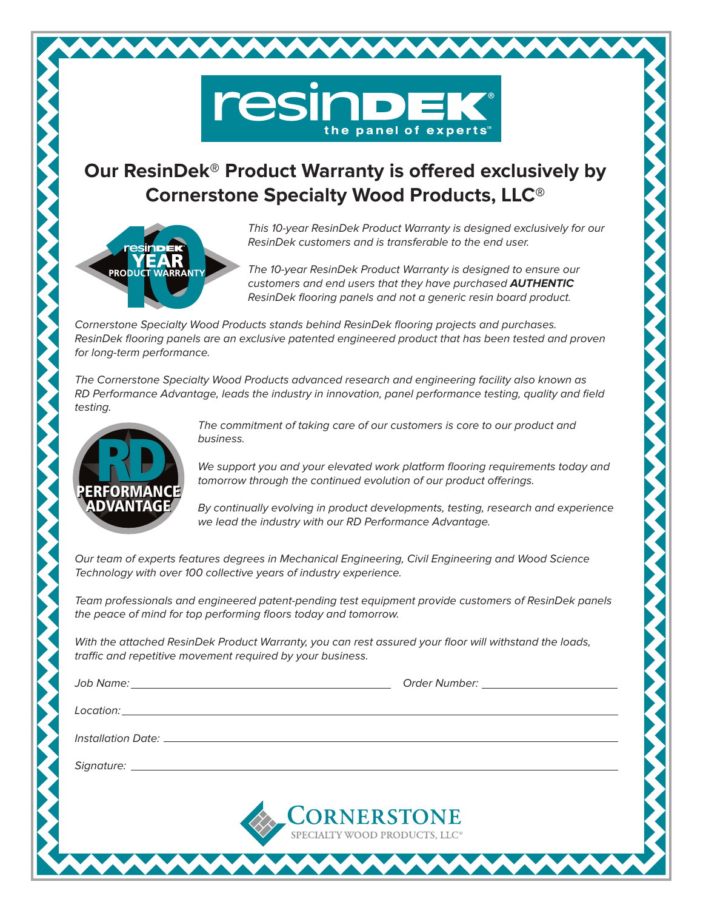resinDEK® the panel of experts℠

## Our ResinDek® Product Warranty is offered exclusively by Cornerstone Specialty Wood Products, LLC®

resinDEK 10 YEAR PRODUCT WARRANTY

*This 10-year ResinDek Product Warranty is designed exclusively for our ResinDek customers and is transferable to the end user.*

*The 10-year ResinDek Product Warranty is designed to ensure our customers and end users that they have purchased* ***AUTHENTIC*** *ResinDek flooring panels and not a generic resin board product.*

*Cornerstone Specialty Wood Products stands behind ResinDek flooring projects and purchases. ResinDek flooring panels are an exclusive patented engineered product that has been tested and proven for long-term performance.*

*The Cornerstone Specialty Wood Products advanced research and engineering facility also known as RD Performance Advantage, leads the industry in innovation, panel performance testing, quality and field testing.*

RD PERFORMANCE ADVANTAGE

*The commitment of taking care of our customers is core to our product and business.*

*We support you and your elevated work platform flooring requirements today and tomorrow through the continued evolution of our product offerings.*

*By continually evolving in product developments, testing, research and experience we lead the industry with our RD Performance Advantage.*

*Our team of experts features degrees in Mechanical Engineering, Civil Engineering and Wood Science Technology with over 100 collective years of industry experience.*

*Team professionals and engineered patent-pending test equipment provide customers of ResinDek panels the peace of mind for top performing floors today and tomorrow.*

*With the attached ResinDek Product Warranty, you can rest assured your floor will withstand the loads, traffic and repetitive movement required by your business.*

*Job Name:* ______________________ *Order Number:* ______________

*Location:* ______________________

*Installation Date:* ______________________

*Signature:* ______________________

CORNERSTONE SPECIALTY WOOD PRODUCTS, LLC®